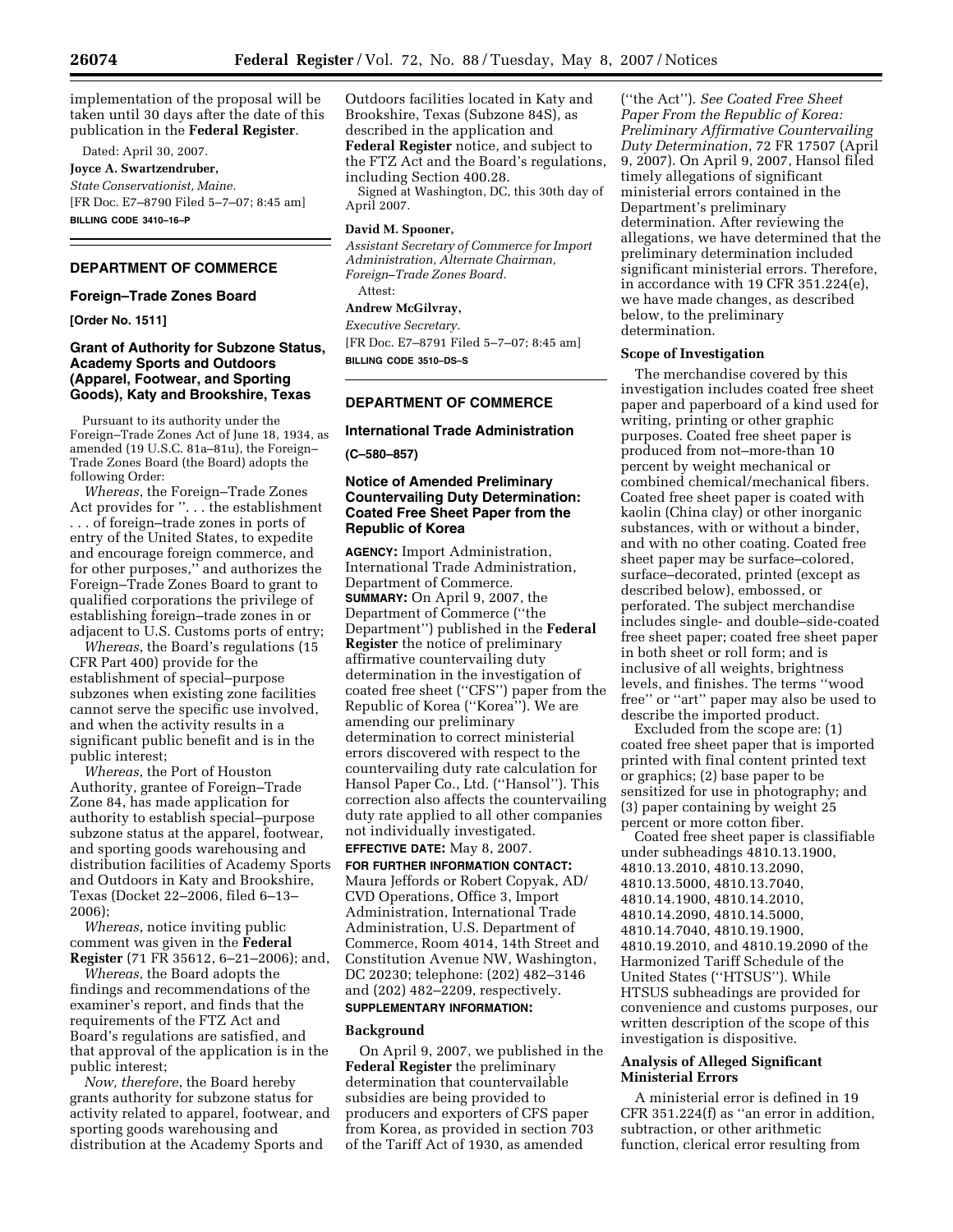implementation of the proposal will be taken until 30 days after the date of this publication in the **Federal Register**.

Dated: April 30, 2007.

**Joyce A. Swartzendruber,**

*State Conservationist, Maine.*

[FR Doc. E7–8790 Filed 5–7–07; 8:45 am]

**BILLING CODE 3410–16–P**

## DEPARTMENT OF COMMERCE

### Foreign–Trade Zones Board

**[Order No. 1511]**

### Grant of Authority for Subzone Status, Academy Sports and Outdoors (Apparel, Footwear, and Sporting Goods), Katy and Brookshire, Texas

Pursuant to its authority under the Foreign–Trade Zones Act of June 18, 1934, as amended (19 U.S.C. 81a–81u), the Foreign–Trade Zones Board (the Board) adopts the following Order:

*Whereas*, the Foreign–Trade Zones Act provides for ''. . . the establishment . . . of foreign–trade zones in ports of entry of the United States, to expedite and encourage foreign commerce, and for other purposes,'' and authorizes the Foreign–Trade Zones Board to grant to qualified corporations the privilege of establishing foreign–trade zones in or adjacent to U.S. Customs ports of entry;

*Whereas*, the Board's regulations (15 CFR Part 400) provide for the establishment of special–purpose subzones when existing zone facilities cannot serve the specific use involved, and when the activity results in a significant public benefit and is in the public interest;

*Whereas*, the Port of Houston Authority, grantee of Foreign–Trade Zone 84, has made application for authority to establish special–purpose subzone status at the apparel, footwear, and sporting goods warehousing and distribution facilities of Academy Sports and Outdoors in Katy and Brookshire, Texas (Docket 22–2006, filed 6–13–2006);

*Whereas*, notice inviting public comment was given in the **Federal Register** (71 FR 35612, 6–21–2006); and,

*Whereas*, the Board adopts the findings and recommendations of the examiner's report, and finds that the requirements of the FTZ Act and Board's regulations are satisfied, and that approval of the application is in the public interest;

*Now, therefore*, the Board hereby grants authority for subzone status for activity related to apparel, footwear, and sporting goods warehousing and distribution at the Academy Sports and Outdoors facilities located in Katy and Brookshire, Texas (Subzone 84S), as described in the application and **Federal Register** notice, and subject to the FTZ Act and the Board's regulations, including Section 400.28.

Signed at Washington, DC, this 30th day of April 2007.

**David M. Spooner,**

*Assistant Secretary of Commerce for Import Administration, Alternate Chairman, Foreign–Trade Zones Board.*

Attest:

**Andrew McGilvray,**

*Executive Secretary.*

[FR Doc. E7–8791 Filed 5–7–07; 8:45 am]

**BILLING CODE 3510–DS–S**

## DEPARTMENT OF COMMERCE

### International Trade Administration

**(C–580–857)**

### Notice of Amended Preliminary Countervailing Duty Determination: Coated Free Sheet Paper from the Republic of Korea

**AGENCY:** Import Administration, International Trade Administration, Department of Commerce.

**SUMMARY:** On April 9, 2007, the Department of Commerce (''the Department'') published in the **Federal Register** the notice of preliminary affirmative countervailing duty determination in the investigation of coated free sheet (''CFS'') paper from the Republic of Korea (''Korea''). We are amending our preliminary determination to correct ministerial errors discovered with respect to the countervailing duty rate calculation for Hansol Paper Co., Ltd. (''Hansol''). This correction also affects the countervailing duty rate applied to all other companies not individually investigated.

**EFFECTIVE DATE:** May 8, 2007.

**FOR FURTHER INFORMATION CONTACT:** Maura Jeffords or Robert Copyak, AD/CVD Operations, Office 3, Import Administration, International Trade Administration, U.S. Department of Commerce, Room 4014, 14th Street and Constitution Avenue NW, Washington, DC 20230; telephone: (202) 482–3146 and (202) 482–2209, respectively.

**SUPPLEMENTARY INFORMATION:**

#### Background

On April 9, 2007, we published in the **Federal Register** the preliminary determination that countervailable subsidies are being provided to producers and exporters of CFS paper from Korea, as provided in section 703 of the Tariff Act of 1930, as amended (''the Act''). *See Coated Free Sheet Paper From the Republic of Korea: Preliminary Affirmative Countervailing Duty Determination*, 72 FR 17507 (April 9, 2007). On April 9, 2007, Hansol filed timely allegations of significant ministerial errors contained in the Department's preliminary determination. After reviewing the allegations, we have determined that the preliminary determination included significant ministerial errors. Therefore, in accordance with 19 CFR 351.224(e), we have made changes, as described below, to the preliminary determination.

#### Scope of Investigation

The merchandise covered by this investigation includes coated free sheet paper and paperboard of a kind used for writing, printing or other graphic purposes. Coated free sheet paper is produced from not–more-than 10 percent by weight mechanical or combined chemical/mechanical fibers. Coated free sheet paper is coated with kaolin (China clay) or other inorganic substances, with or without a binder, and with no other coating. Coated free sheet paper may be surface–colored, surface–decorated, printed (except as described below), embossed, or perforated. The subject merchandise includes single- and double–side-coated free sheet paper; coated free sheet paper in both sheet or roll form; and is inclusive of all weights, brightness levels, and finishes. The terms ''wood free'' or ''art'' paper may also be used to describe the imported product.

Excluded from the scope are: (1) coated free sheet paper that is imported printed with final content printed text or graphics; (2) base paper to be sensitized for use in photography; and (3) paper containing by weight 25 percent or more cotton fiber.

Coated free sheet paper is classifiable under subheadings 4810.13.1900, 4810.13.2010, 4810.13.2090, 4810.13.5000, 4810.13.7040, 4810.14.1900, 4810.14.2010, 4810.14.2090, 4810.14.5000, 4810.14.7040, 4810.19.1900, 4810.19.2010, and 4810.19.2090 of the Harmonized Tariff Schedule of the United States (''HTSUS''). While HTSUS subheadings are provided for convenience and customs purposes, our written description of the scope of this investigation is dispositive.

#### Analysis of Alleged Significant Ministerial Errors

A ministerial error is defined in 19 CFR 351.224(f) as ''an error in addition, subtraction, or other arithmetic function, clerical error resulting from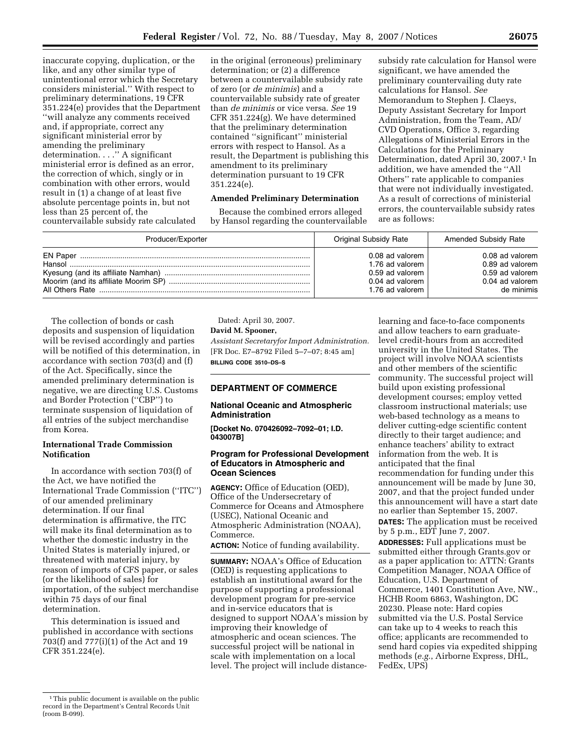inaccurate copying, duplication, or the like, and any other similar type of unintentional error which the Secretary considers ministerial.'' With respect to preliminary determinations, 19 CFR 351.224(e) provides that the Department ''will analyze any comments received and, if appropriate, correct any significant ministerial error by amending the preliminary determination. . . .'' A significant ministerial error is defined as an error, the correction of which, singly or in combination with other errors, would result in (1) a change of at least five absolute percentage points in, but not less than 25 percent of, the countervailable subsidy rate calculated in the original (erroneous) preliminary determination; or (2) a difference between a countervailable subsidy rate of zero (or *de minimis*) and a countervailable subsidy rate of greater than *de minimis* or vice versa. *See* 19 CFR 351.224(g). We have determined that the preliminary determination contained ''significant'' ministerial errors with respect to Hansol. As a result, the Department is publishing this amendment to its preliminary determination pursuant to 19 CFR 351.224(e).

**Amended Preliminary Determination**

Because the combined errors alleged by Hansol regarding the countervailable subsidy rate calculation for Hansol were significant, we have amended the preliminary countervailing duty rate calculations for Hansol. *See* Memorandum to Stephen J. Claeys, Deputy Assistant Secretary for Import Administration, from the Team, AD/CVD Operations, Office 3, regarding Allegations of Ministerial Errors in the Calculations for the Preliminary Determination, dated April 30, 2007.[1] In addition, we have amended the ''All Others'' rate applicable to companies that were not individually investigated. As a result of corrections of ministerial errors, the countervailable subsidy rates are as follows:

| Producer/Exporter | Original Subsidy Rate | Amended Subsidy Rate |
|---|---|---|
| EN Paper | 0.08 ad valorem | 0.08 ad valorem |
| Hansol | 1.76 ad valorem | 0.89 ad valorem |
| Kyesung (and its affiliate Namhan) | 0.59 ad valorem | 0.59 ad valorem |
| Moorim (and its affiliate Moorim SP) | 0.04 ad valorem | 0.04 ad valorem |
| All Others Rate | 1.76 ad valorem | de minimis |

The collection of bonds or cash deposits and suspension of liquidation will be revised accordingly and parties will be notified of this determination, in accordance with section 703(d) and (f) of the Act. Specifically, since the amended preliminary determination is negative, we are directing U.S. Customs and Border Protection (''CBP'') to terminate suspension of liquidation of all entries of the subject merchandise from Korea.

**International Trade Commission Notification**

In accordance with section 703(f) of the Act, we have notified the International Trade Commission (''ITC'') of our amended preliminary determination. If our final determination is affirmative, the ITC will make its final determination as to whether the domestic industry in the United States is materially injured, or threatened with material injury, by reason of imports of CFS paper, or sales (or the likelihood of sales) for importation, of the subject merchandise within 75 days of our final determination.

This determination is issued and published in accordance with sections 703(f) and 777(i)(1) of the Act and 19 CFR 351.224(e).

Dated: April 30, 2007.

**David M. Spooner,**

*Assistant Secretaryfor Import Administration.*

[FR Doc. E7–8792 Filed 5–7–07; 8:45 am]

**BILLING CODE 3510–DS–S**

[1] This public document is available on the public record in the Department's Central Records Unit (room B-099).

## DEPARTMENT OF COMMERCE

### National Oceanic and Atmospheric Administration

**[Docket No. 070426092–7092–01; I.D. 043007B]**

### Program for Professional Development of Educators in Atmospheric and Ocean Sciences

**AGENCY:** Office of Education (OED), Office of the Undersecretary of Commerce for Oceans and Atmosphere (USEC), National Oceanic and Atmospheric Administration (NOAA), Commerce.

**ACTION:** Notice of funding availability.

**SUMMARY:** NOAA's Office of Education (OED) is requesting applications to establish an institutional award for the purpose of supporting a professional development program for pre-service and in-service educators that is designed to support NOAA's mission by improving their knowledge of atmospheric and ocean sciences. The successful project will be national in scale with implementation on a local level. The project will include distance-learning and face-to-face components and allow teachers to earn graduate-level credit-hours from an accredited university in the United States. The project will involve NOAA scientists and other members of the scientific community. The successful project will build upon existing professional development courses; employ vetted classroom instructional materials; use web-based technology as a means to deliver cutting-edge scientific content directly to their target audience; and enhance teachers' ability to extract information from the web. It is anticipated that the final recommendation for funding under this announcement will be made by June 30, 2007, and that the project funded under this announcement will have a start date no earlier than September 15, 2007.

**DATES:** The application must be received by 5 p.m., EDT June 7, 2007.

**ADDRESSES:** Full applications must be submitted either through Grants.gov or as a paper application to: ATTN: Grants Competition Manager, NOAA Office of Education, U.S. Department of Commerce, 1401 Constitution Ave, NW., HCHB Room 6863, Washington, DC 20230. Please note: Hard copies submitted via the U.S. Postal Service can take up to 4 weeks to reach this office; applicants are recommended to send hard copies via expedited shipping methods (*e.g.*, Airborne Express, DHL, FedEx, UPS)